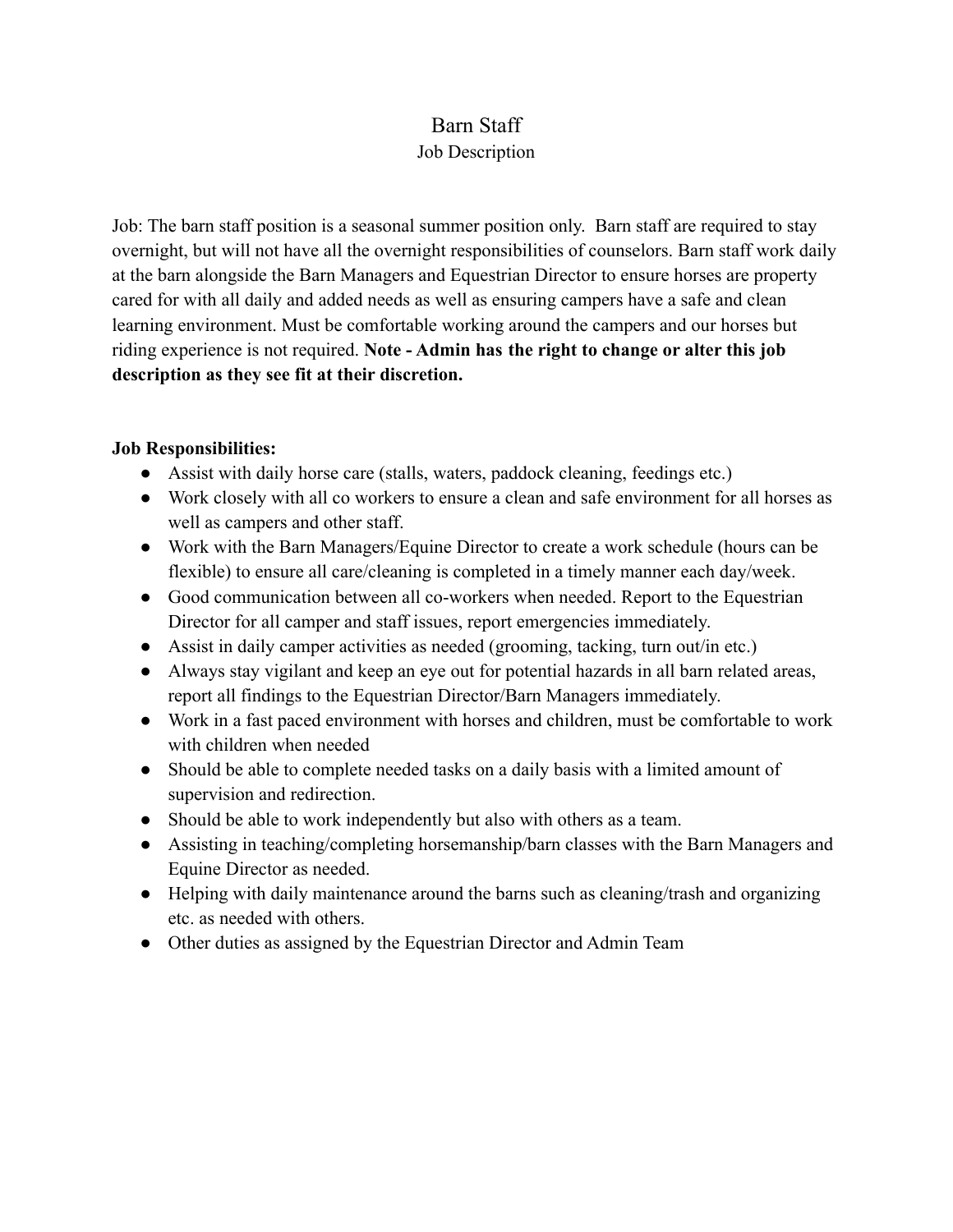# Barn Staff

## Job Description

Job: The barn staff position is a seasonal summer position only. Barn staff are required to stay overnight, but will not have all the overnight responsibilities of counselors. Barn staff work daily at the barn alongside the Barn Managers and Equestrian Director to ensure horses are property cared for with all daily and added needs as well as ensuring campers have a safe and clean learning environment. Must be comfortable working around the campers and our horses but riding experience is not required. **Note - Admin has the right to change or alter this job description as they see fit at their discretion.**

**Job Responsibilities:**

- Assist with daily horse care (stalls, waters, paddock cleaning, feedings etc.)
- Work closely with all co workers to ensure a clean and safe environment for all horses as well as campers and other staff.
- Work with the Barn Managers/Equine Director to create a work schedule (hours can be flexible) to ensure all care/cleaning is completed in a timely manner each day/week.
- Good communication between all co-workers when needed. Report to the Equestrian Director for all camper and staff issues, report emergencies immediately.
- Assist in daily camper activities as needed (grooming, tacking, turn out/in etc.)
- Always stay vigilant and keep an eye out for potential hazards in all barn related areas, report all findings to the Equestrian Director/Barn Managers immediately.
- Work in a fast paced environment with horses and children, must be comfortable to work with children when needed
- Should be able to complete needed tasks on a daily basis with a limited amount of supervision and redirection.
- Should be able to work independently but also with others as a team.
- Assisting in teaching/completing horsemanship/barn classes with the Barn Managers and Equine Director as needed.
- Helping with daily maintenance around the barns such as cleaning/trash and organizing etc. as needed with others.
- Other duties as assigned by the Equestrian Director and Admin Team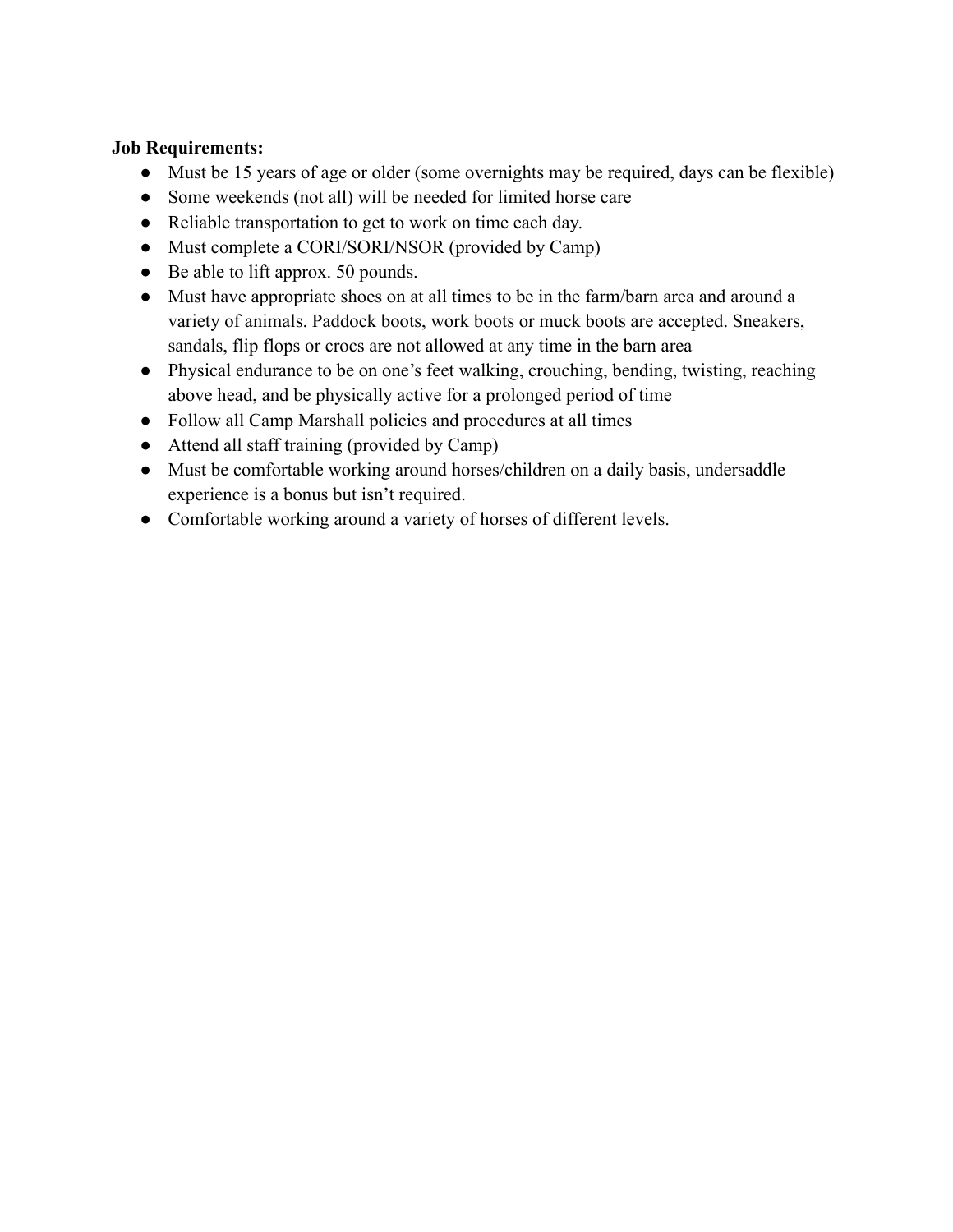**Job Requirements:**

- Must be 15 years of age or older (some overnights may be required, days can be flexible)
- Some weekends (not all) will be needed for limited horse care
- Reliable transportation to get to work on time each day.
- Must complete a CORI/SORI/NSOR (provided by Camp)
- Be able to lift approx. 50 pounds.
- Must have appropriate shoes on at all times to be in the farm/barn area and around a variety of animals. Paddock boots, work boots or muck boots are accepted. Sneakers, sandals, flip flops or crocs are not allowed at any time in the barn area
- Physical endurance to be on one's feet walking, crouching, bending, twisting, reaching above head, and be physically active for a prolonged period of time
- Follow all Camp Marshall policies and procedures at all times
- Attend all staff training (provided by Camp)
- Must be comfortable working around horses/children on a daily basis, undersaddle experience is a bonus but isn't required.
- Comfortable working around a variety of horses of different levels.